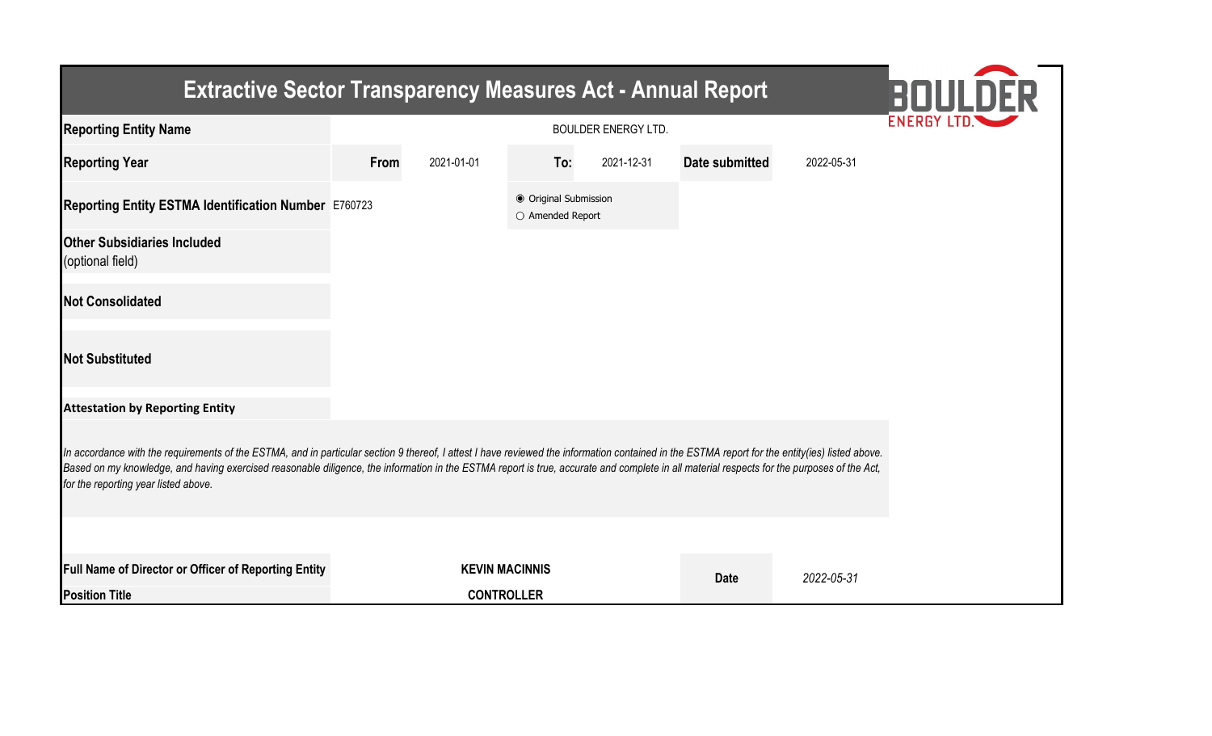# Extractive Sector Transparency Measures Act - Annual Report

| Field | | | | | | |
|---|---|---|---|---|---|---|
| **Reporting Entity Name** | BOULDER ENERGY LTD. | | | | | |
| **Reporting Year** | **From** | 2021-01-01 | **To:** | 2021-12-31 | **Date submitted** | 2022-05-31 |
| **Reporting Entity ESTMA Identification Number** | E760723 | | ◉ Original Submission<br>○ Amended Report | | | |
| **Other Subsidiaries Included** (optional field) | | | | | | |
| **Not Consolidated** | | | | | | |
| **Not Substituted** | | | | | | |

**Attestation by Reporting Entity**

*In accordance with the requirements of the ESTMA, and in particular section 9 thereof, I attest I have reviewed the information contained in the ESTMA report for the entity(ies) listed above. Based on my knowledge, and having exercised reasonable diligence, the information in the ESTMA report is true, accurate and complete in all material respects for the purposes of the Act, for the reporting year listed above.*

| | | | |
|---|---|---|---|
| **Full Name of Director or Officer of Reporting Entity** | **KEVIN MACINNIS** | **Date** | *2022-05-31* |
| **Position Title** | **CONTROLLER** | | |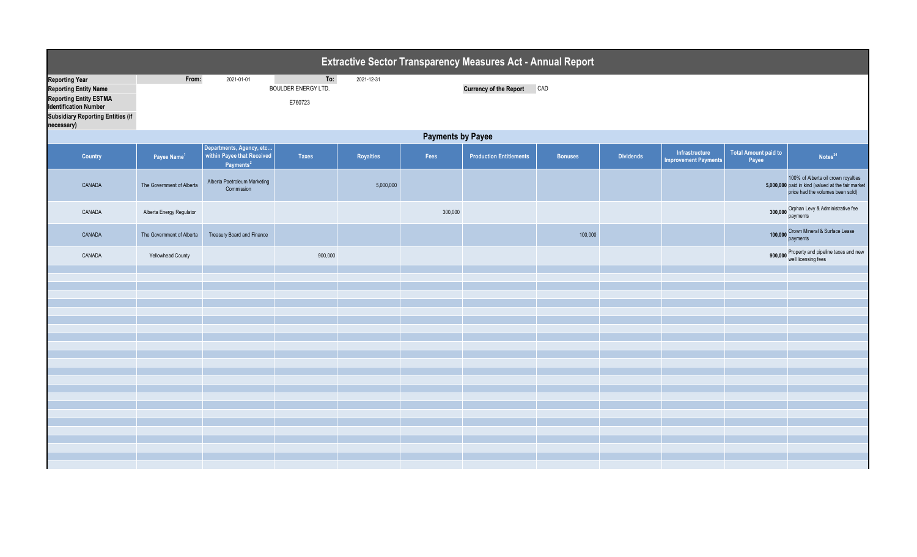# Extractive Sector Transparency Measures Act - Annual Report

| | | | | |
|---|---|---|---|---|
| **Reporting Year** | From: | 2021-01-01 | To: | 2021-12-31 |
| **Reporting Entity Name** | | BOULDER ENERGY LTD. | | |
| **Reporting Entity ESTMA Identification Number** | | E760723 | | |
| **Subsidiary Reporting Entities (if necessary)** | | | | |

**Currency of the Report** CAD

## Payments by Payee

| Country | Payee Name[1] | Departments, Agency, etc... within Payee that Received Payments[2] | Taxes | Royalties | Fees | Production Entitlements | Bonuses | Dividends | Infrastructure Improvement Payments | Total Amount paid to Payee | Notes[34] |
|---|---|---|---|---|---|---|---|---|---|---|---|
| CANADA | The Government of Alberta | Alberta Paetroleum Marketing Commission | | 5,000,000 | | | | | | 5,000,000 | 100% of Alberta oil crown royalties paid in kind (valued at the fair market price had the volumes been sold) |
| CANADA | Alberta Energy Regulator | | | | 300,000 | | | | | 300,000 | Orphan Levy & Administrative fee payments |
| CANADA | The Government of Alberta | Treasury Board and Finance | | | | | 100,000 | | | 100,000 | Crown Mineral & Surface Lease payments |
| CANADA | Yellowhead County | | 900,000 | | | | | | | 900,000 | Property and pipeline taxes and new well licensing fees |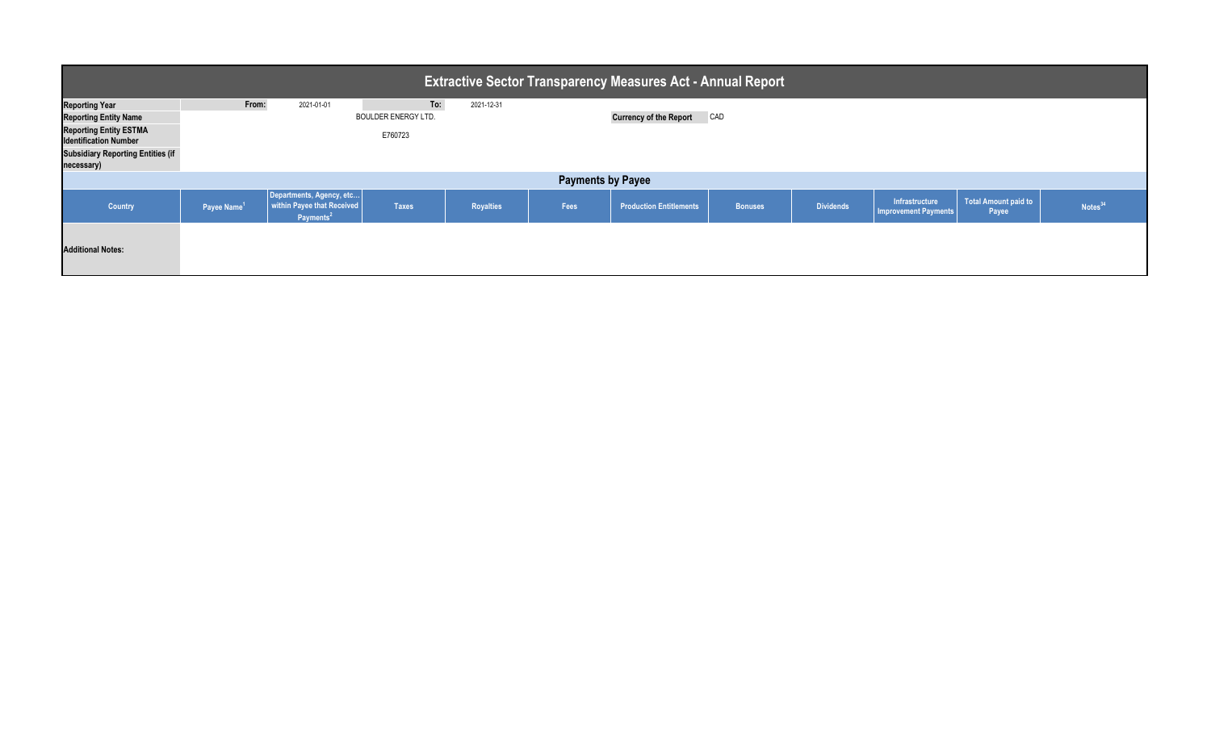# Extractive Sector Transparency Measures Act - Annual Report

| | | | | |
|---|---|---|---|---|
| **Reporting Year** | From: | 2021-01-01 | To: | 2021-12-31 |
| **Reporting Entity Name** | BOULDER ENERGY LTD. | | **Currency of the Report** | CAD |
| **Reporting Entity ESTMA Identification Number** | E760723 | | | |
| **Subsidiary Reporting Entities (if necessary)** | | | | |

## Payments by Payee

| Country | Payee Name[1] | Departments, Agency, etc... within Payee that Received Payments[2] | Taxes | Royalties | Fees | Production Entitlements | Bonuses | Dividends | Infrastructure Improvement Payments | Total Amount paid to Payee | Notes[34] |
|---|---|---|---|---|---|---|---|---|---|---|---|
| **Additional Notes:** | | | | | | | | | | | |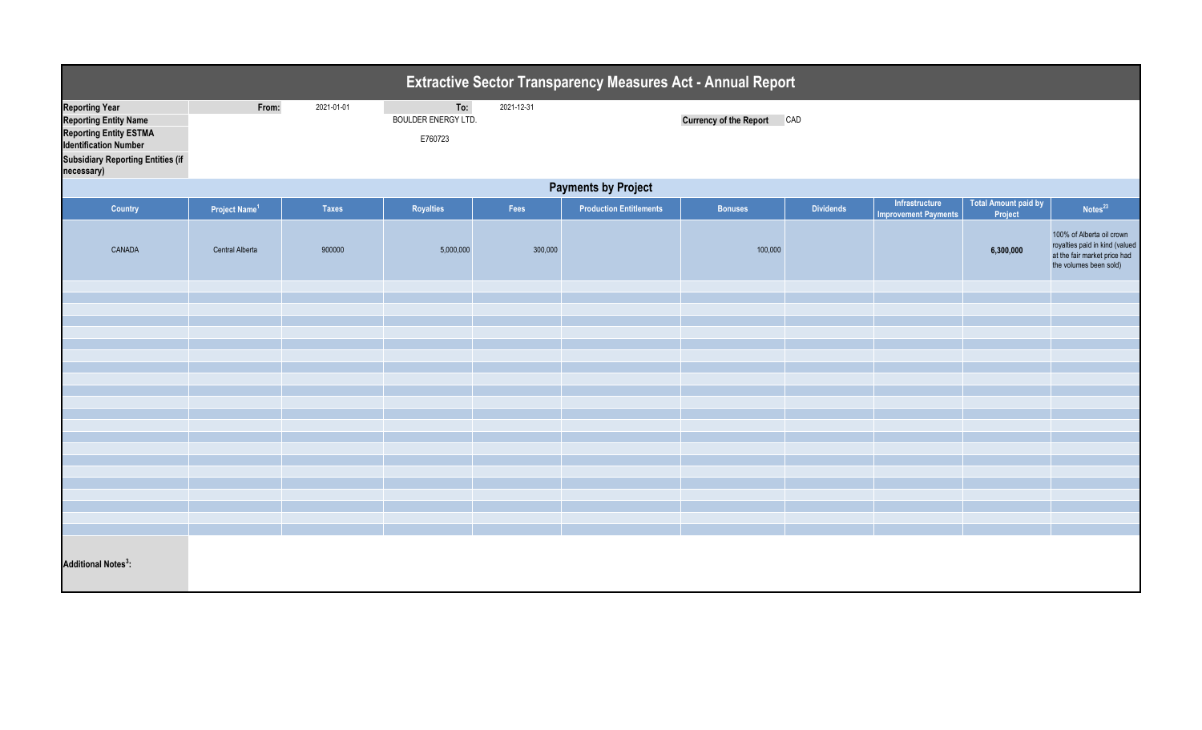# Extractive Sector Transparency Measures Act - Annual Report

| | | | | | |
|---|---|---|---|---|---|
| **Reporting Year** | **From:** | 2021-01-01 | **To:** | 2021-12-31 | |
| **Reporting Entity Name** | | | BOULDER ENERGY LTD. | **Currency of the Report** | CAD |
| **Reporting Entity ESTMA Identification Number** | | | E760723 | | |
| **Subsidiary Reporting Entities (if necessary)** | | | | | |

## Payments by Project

| Country | Project Name[1] | Taxes | Royalties | Fees | Production Entitlements | Bonuses | Dividends | Infrastructure Improvement Payments | Total Amount paid by Project | Notes[23] |
|---|---|---|---|---|---|---|---|---|---|---|
| CANADA | Central Alberta | 900000 | 5,000,000 | 300,000 | | 100,000 | | | **6,300,000** | 100% of Alberta oil crown royalties paid in kind (valued at the fair market price had the volumes been sold) |

**Additional Notes[3]:**